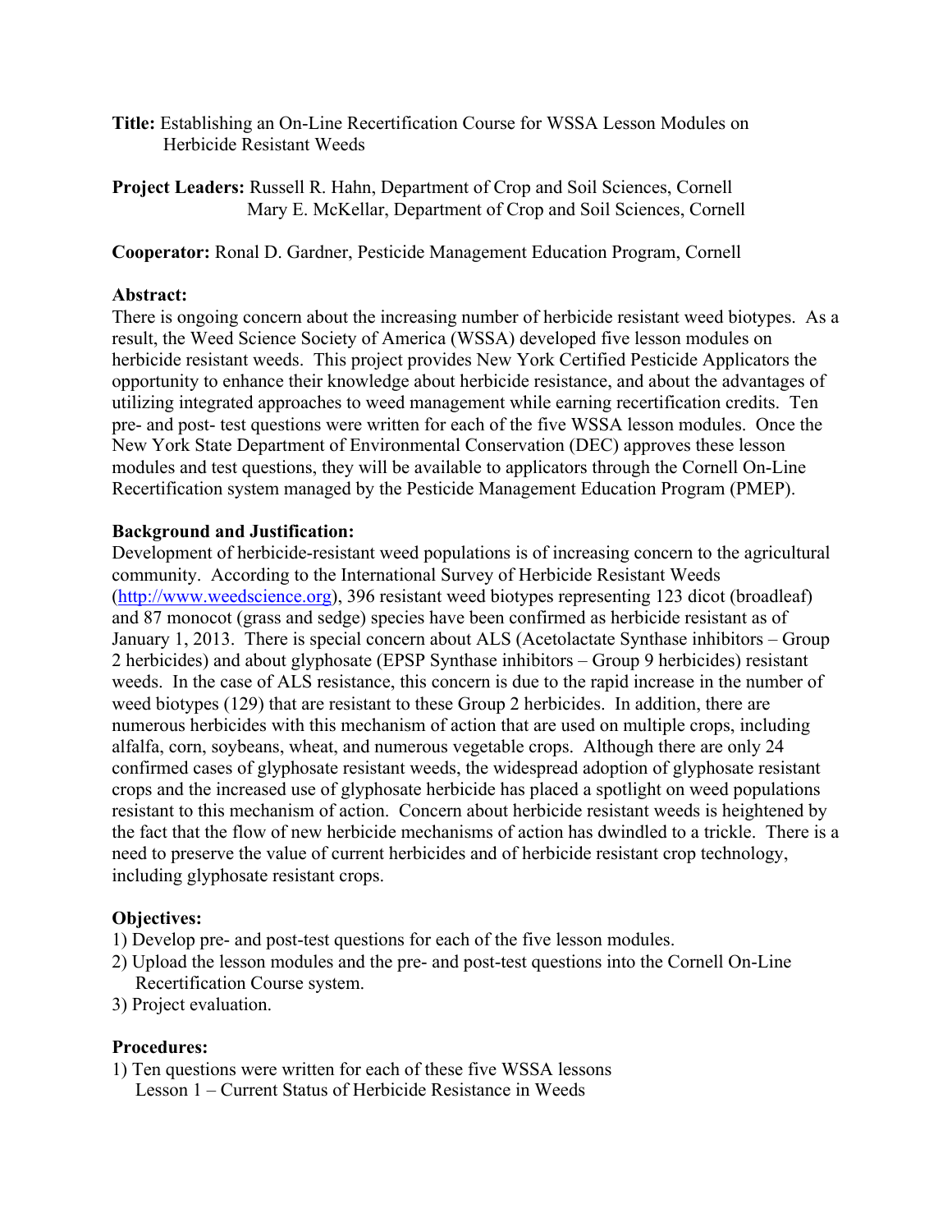**Title:** Establishing an On-Line Recertification Course for WSSA Lesson Modules on Herbicide Resistant Weeds

**Project Leaders:** Russell R. Hahn, Department of Crop and Soil Sciences, Cornell
Mary E. McKellar, Department of Crop and Soil Sciences, Cornell

**Cooperator:** Ronal D. Gardner, Pesticide Management Education Program, Cornell

**Abstract:**
There is ongoing concern about the increasing number of herbicide resistant weed biotypes. As a result, the Weed Science Society of America (WSSA) developed five lesson modules on herbicide resistant weeds. This project provides New York Certified Pesticide Applicators the opportunity to enhance their knowledge about herbicide resistance, and about the advantages of utilizing integrated approaches to weed management while earning recertification credits. Ten pre- and post- test questions were written for each of the five WSSA lesson modules. Once the New York State Department of Environmental Conservation (DEC) approves these lesson modules and test questions, they will be available to applicators through the Cornell On-Line Recertification system managed by the Pesticide Management Education Program (PMEP).

**Background and Justification:**
Development of herbicide-resistant weed populations is of increasing concern to the agricultural community. According to the International Survey of Herbicide Resistant Weeds (http://www.weedscience.org), 396 resistant weed biotypes representing 123 dicot (broadleaf) and 87 monocot (grass and sedge) species have been confirmed as herbicide resistant as of January 1, 2013. There is special concern about ALS (Acetolactate Synthase inhibitors – Group 2 herbicides) and about glyphosate (EPSP Synthase inhibitors – Group 9 herbicides) resistant weeds. In the case of ALS resistance, this concern is due to the rapid increase in the number of weed biotypes (129) that are resistant to these Group 2 herbicides. In addition, there are numerous herbicides with this mechanism of action that are used on multiple crops, including alfalfa, corn, soybeans, wheat, and numerous vegetable crops. Although there are only 24 confirmed cases of glyphosate resistant weeds, the widespread adoption of glyphosate resistant crops and the increased use of glyphosate herbicide has placed a spotlight on weed populations resistant to this mechanism of action. Concern about herbicide resistant weeds is heightened by the fact that the flow of new herbicide mechanisms of action has dwindled to a trickle. There is a need to preserve the value of current herbicides and of herbicide resistant crop technology, including glyphosate resistant crops.

**Objectives:**

1) Develop pre- and post-test questions for each of the five lesson modules.
2) Upload the lesson modules and the pre- and post-test questions into the Cornell On-Line Recertification Course system.
3) Project evaluation.

**Procedures:**

1) Ten questions were written for each of these five WSSA lessons
   Lesson 1 – Current Status of Herbicide Resistance in Weeds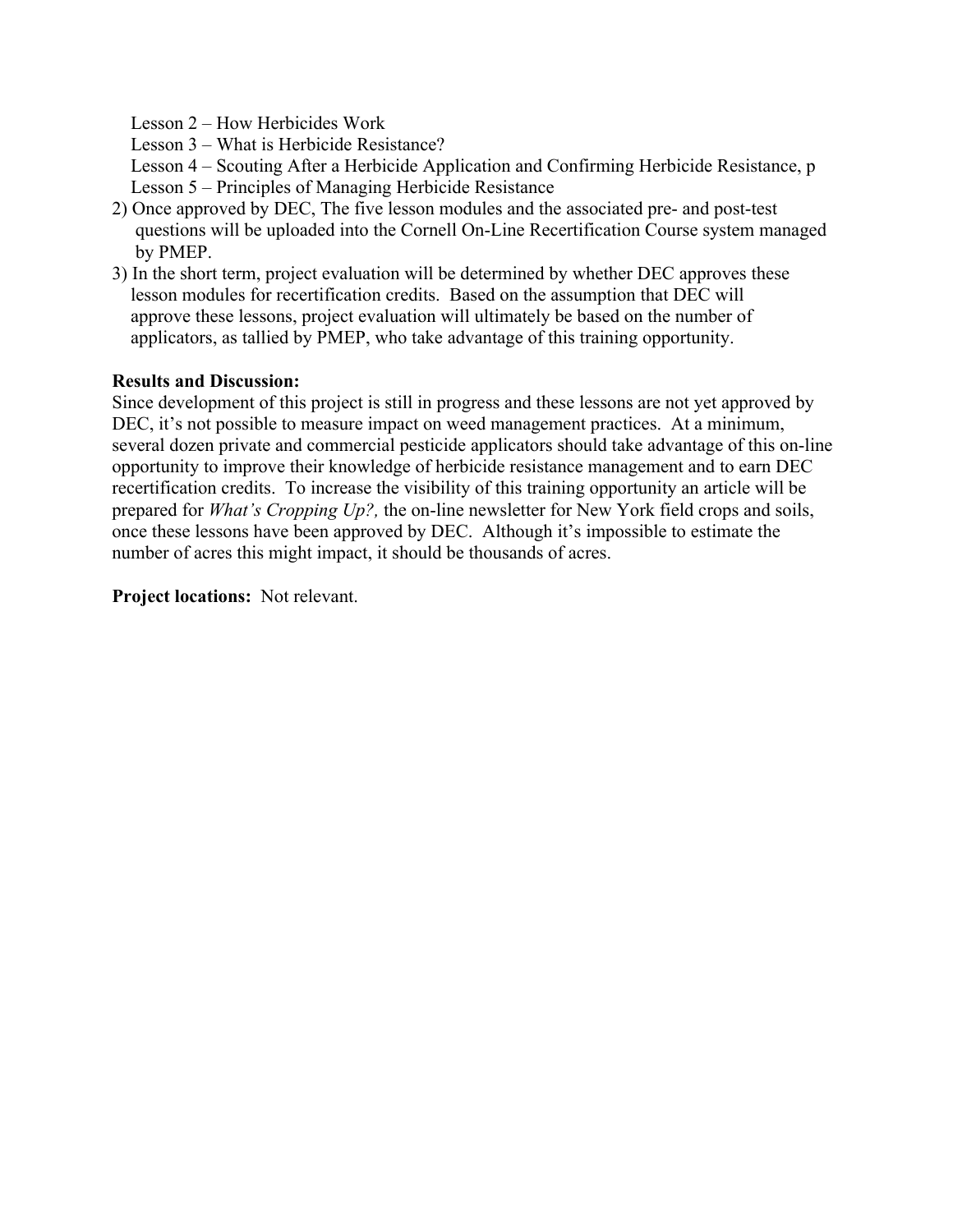Lesson 2 – How Herbicides Work

Lesson 3 – What is Herbicide Resistance?

Lesson 4 – Scouting After a Herbicide Application and Confirming Herbicide Resistance, p

Lesson 5 – Principles of Managing Herbicide Resistance

2) Once approved by DEC, The five lesson modules and the associated pre- and post-test questions will be uploaded into the Cornell On-Line Recertification Course system managed by PMEP.
3) In the short term, project evaluation will be determined by whether DEC approves these lesson modules for recertification credits. Based on the assumption that DEC will approve these lessons, project evaluation will ultimately be based on the number of applicators, as tallied by PMEP, who take advantage of this training opportunity.

**Results and Discussion:**
Since development of this project is still in progress and these lessons are not yet approved by DEC, it's not possible to measure impact on weed management practices. At a minimum, several dozen private and commercial pesticide applicators should take advantage of this on-line opportunity to improve their knowledge of herbicide resistance management and to earn DEC recertification credits. To increase the visibility of this training opportunity an article will be prepared for *What's Cropping Up?,* the on-line newsletter for New York field crops and soils, once these lessons have been approved by DEC. Although it's impossible to estimate the number of acres this might impact, it should be thousands of acres.

**Project locations:** Not relevant.